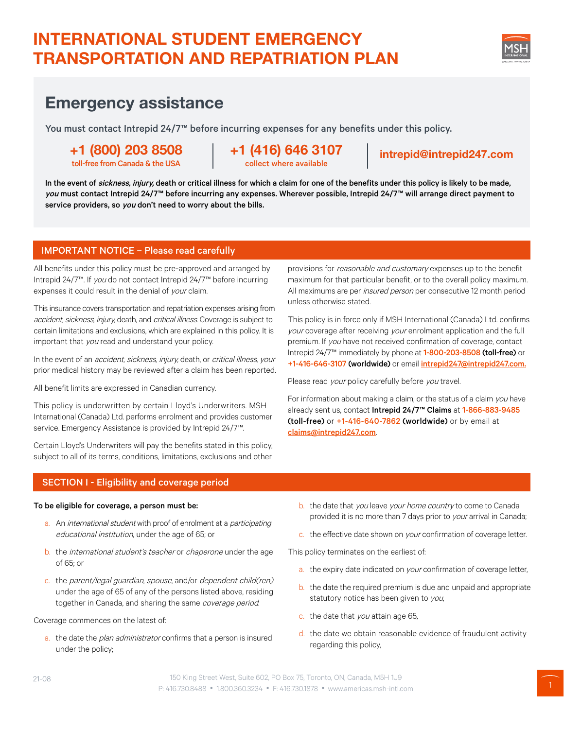# INTERNATIONAL STUDENT EMERGENCY TRANSPORTATION AND REPATRIATION PLAN

## Emergency assistance

You must contact Intrepid 24/7™ before incurring expenses for any benefits under this policy.

**+1 (800) 203 8508**
toll-free from Canada & the USA

**+1 (416) 646 3107**
collect where available

**intrepid@intrepid247.com**

**In the event of *sickness, injury,* death or critical illness for which a claim for one of the benefits under this policy is likely to be made, *you* must contact Intrepid 24/7™ before incurring any expenses. Wherever possible, Intrepid 24/7™ will arrange direct payment to service providers, so *you* don't need to worry about the bills.**

## IMPORTANT NOTICE – Please read carefully

All benefits under this policy must be pre-approved and arranged by Intrepid 24/7™. If *you* do not contact Intrepid 24/7™ before incurring expenses it could result in the denial of *your* claim.

This insurance covers transportation and repatriation expenses arising from *accident, sickness, injury,* death, and *critical illness*. Coverage is subject to certain limitations and exclusions, which are explained in this policy. It is important that *you* read and understand your policy.

In the event of an *accident, sickness, injury,* death, or *critical illness*, *your* prior medical history may be reviewed after a claim has been reported.

All benefit limits are expressed in Canadian currency.

This policy is underwritten by certain Lloyd's Underwriters. MSH International (Canada) Ltd. performs enrolment and provides customer service. Emergency Assistance is provided by Intrepid 24/7™.

Certain Lloyd's Underwriters will pay the benefits stated in this policy, subject to all of its terms, conditions, limitations, exclusions and other provisions for *reasonable and customary* expenses up to the benefit maximum for that particular benefit, or to the overall policy maximum. All maximums are per *insured person* per consecutive 12 month period unless otherwise stated.

This policy is in force only if MSH International (Canada) Ltd. confirms *your* coverage after receiving *your* enrolment application and the full premium. If *you* have not received confirmation of coverage, contact Intrepid 24/7™ immediately by phone at 1-800-203-8508 **(toll-free)** or +1-416-646-3107 **(worldwide)** or email intrepid247@intrepid247.com.

Please read *your* policy carefully before *you* travel.

For information about making a claim, or the status of a claim *you* have already sent us, contact **Intrepid 24/7™ Claims** at 1-866-883-9485 **(toll-free)** or +1-416-640-7862 **(worldwide)** or by email at claims@intrepid247.com.

## SECTION I - Eligibility and coverage period

**To be eligible for coverage, a person must be:**

a. An *international student* with proof of enrolment at a *participating educational institution*, under the age of 65; or

b. the *international student's teacher* or *chaperone* under the age of 65; or

c. the *parent/legal guardian, spouse*, and/or *dependent child(ren)* under the age of 65 of any of the persons listed above, residing together in Canada, and sharing the same *coverage period*.

Coverage commences on the latest of:

a. the date the *plan administrator* confirms that a person is insured under the policy;

b. the date that *you* leave *your home country* to come to Canada provided it is no more than 7 days prior to *your* arrival in Canada;

c. the effective date shown on *your* confirmation of coverage letter.

This policy terminates on the earliest of:

a. the expiry date indicated on *your* confirmation of coverage letter,

b. the date the required premium is due and unpaid and appropriate statutory notice has been given to *you*,

c. the date that *you* attain age 65,

d. the date we obtain reasonable evidence of fraudulent activity regarding this policy,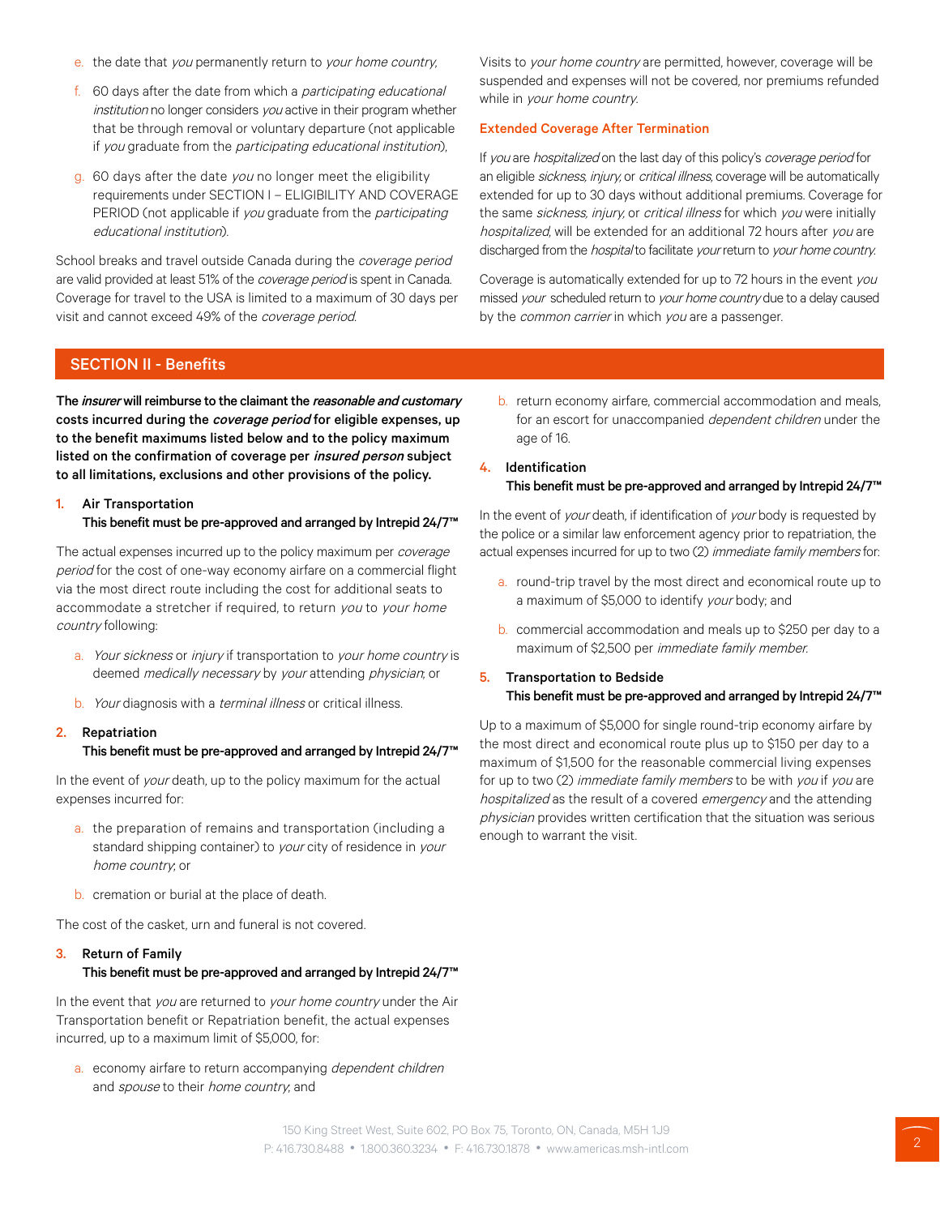e. the date that *you* permanently return to *your home country*,

f. 60 days after the date from which a *participating educational institution* no longer considers *you* active in their program whether that be through removal or voluntary departure (not applicable if *you* graduate from the *participating educational institution*),

g. 60 days after the date *you* no longer meet the eligibility requirements under SECTION I – ELIGIBILITY AND COVERAGE PERIOD (not applicable if *you* graduate from the *participating educational institution*).

School breaks and travel outside Canada during the *coverage period* are valid provided at least 51% of the *coverage period* is spent in Canada. Coverage for travel to the USA is limited to a maximum of 30 days per visit and cannot exceed 49% of the *coverage period*.

Visits to *your home country* are permitted, however, coverage will be suspended and expenses will not be covered, nor premiums refunded while in *your home country*.

### Extended Coverage After Termination

If *you* are *hospitalized* on the last day of this policy's *coverage period* for an eligible *sickness*, *injury*, or *critical illness*, coverage will be automatically extended for up to 30 days without additional premiums. Coverage for the same *sickness*, *injury*, or *critical illness* for which *you* were initially *hospitalized*, will be extended for an additional 72 hours after *you* are discharged from the *hospital* to facilitate *your* return to *your home country*.

Coverage is automatically extended for up to 72 hours in the event *you* missed *your* scheduled return to *your home country* due to a delay caused by the *common carrier* in which *you* are a passenger.

## SECTION II - Benefits

**The *insurer* will reimburse to the claimant the *reasonable and customary* costs incurred during the *coverage period* for eligible expenses, up to the benefit maximums listed below and to the policy maximum listed on the confirmation of coverage per *insured person* subject to all limitations, exclusions and other provisions of the policy.**

### 1. Air Transportation

**This benefit must be pre-approved and arranged by Intrepid 24/7™**

The actual expenses incurred up to the policy maximum per *coverage period* for the cost of one-way economy airfare on a commercial flight via the most direct route including the cost for additional seats to accommodate a stretcher if required, to return *you* to *your home country* following:

a. *Your sickness* or *injury* if transportation to *your home country* is deemed *medically necessary* by *your* attending *physician*; or

b. *Your* diagnosis with a *terminal illness* or critical illness.

### 2. Repatriation

**This benefit must be pre-approved and arranged by Intrepid 24/7™**

In the event of *your* death, up to the policy maximum for the actual expenses incurred for:

a. the preparation of remains and transportation (including a standard shipping container) to *your* city of residence in *your home country*; or

b. cremation or burial at the place of death.

The cost of the casket, urn and funeral is not covered.

### 3. Return of Family

**This benefit must be pre-approved and arranged by Intrepid 24/7™**

In the event that *you* are returned to *your home country* under the Air Transportation benefit or Repatriation benefit, the actual expenses incurred, up to a maximum limit of $5,000, for:

a. economy airfare to return accompanying *dependent children* and *spouse* to their *home country*; and

b. return economy airfare, commercial accommodation and meals, for an escort for unaccompanied *dependent children* under the age of 16.

### 4. Identification

**This benefit must be pre-approved and arranged by Intrepid 24/7™**

In the event of *your* death, if identification of *your* body is requested by the police or a similar law enforcement agency prior to repatriation, the actual expenses incurred for up to two (2) *immediate family members* for:

a. round-trip travel by the most direct and economical route up to a maximum of $5,000 to identify *your* body; and

b. commercial accommodation and meals up to $250 per day to a maximum of $2,500 per *immediate family member*.

### 5. Transportation to Bedside

**This benefit must be pre-approved and arranged by Intrepid 24/7™**

Up to a maximum of $5,000 for single round-trip economy airfare by the most direct and economical route plus up to $150 per day to a maximum of $1,500 for the reasonable commercial living expenses for up to two (2) *immediate family members* to be with *you* if *you* are *hospitalized* as the result of a covered *emergency* and the attending *physician* provides written certification that the situation was serious enough to warrant the visit.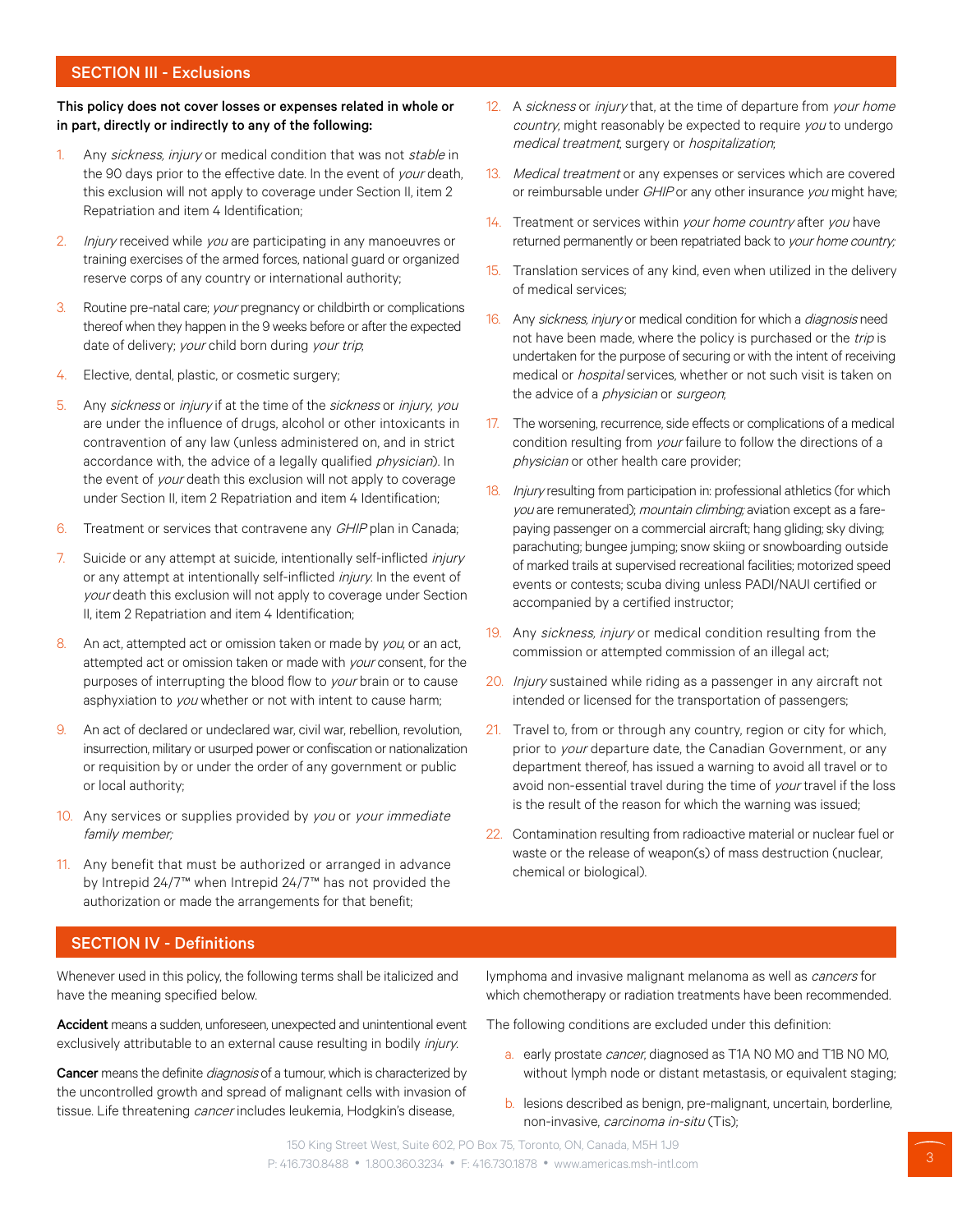## SECTION III - Exclusions

**This policy does not cover losses or expenses related in whole or in part, directly or indirectly to any of the following:**

1. Any *sickness*, *injury* or medical condition that was not *stable* in the 90 days prior to the effective date. In the event of *your* death, this exclusion will not apply to coverage under Section II, item 2 Repatriation and item 4 Identification;
2. *Injury* received while *you* are participating in any manoeuvres or training exercises of the armed forces, national guard or organized reserve corps of any country or international authority;
3. Routine pre-natal care; *your* pregnancy or childbirth or complications thereof when they happen in the 9 weeks before or after the expected date of delivery; *your* child born during *your trip*;
4. Elective, dental, plastic, or cosmetic surgery;
5. Any *sickness* or *injury* if at the time of the *sickness* or *injury*, *you* are under the influence of drugs, alcohol or other intoxicants in contravention of any law (unless administered on, and in strict accordance with, the advice of a legally qualified *physician*). In the event of *your* death this exclusion will not apply to coverage under Section II, item 2 Repatriation and item 4 Identification;
6. Treatment or services that contravene any *GHIP* plan in Canada;
7. Suicide or any attempt at suicide, intentionally self-inflicted *injury* or any attempt at intentionally self-inflicted *injury*. In the event of *your* death this exclusion will not apply to coverage under Section II, item 2 Repatriation and item 4 Identification;
8. An act, attempted act or omission taken or made by *you*, or an act, attempted act or omission taken or made with *your* consent, for the purposes of interrupting the blood flow to *your* brain or to cause asphyxiation to *you* whether or not with intent to cause harm;
9. An act of declared or undeclared war, civil war, rebellion, revolution, insurrection, military or usurped power or confiscation or nationalization or requisition by or under the order of any government or public or local authority;
10. Any services or supplies provided by *you* or *your immediate family member;*
11. Any benefit that must be authorized or arranged in advance by Intrepid 24/7™ when Intrepid 24/7™ has not provided the authorization or made the arrangements for that benefit;
12. A *sickness* or *injury* that, at the time of departure from *your home country*, might reasonably be expected to require *you* to undergo *medical treatment*, surgery or *hospitalization*;
13. *Medical treatment* or any expenses or services which are covered or reimbursable under *GHIP* or any other insurance *you* might have;
14. Treatment or services within *your home country* after *you* have returned permanently or been repatriated back to *your home country;*
15. Translation services of any kind, even when utilized in the delivery of medical services;
16. Any *sickness*, *injury* or medical condition for which a *diagnosis* need not have been made, where the policy is purchased or the *trip* is undertaken for the purpose of securing or with the intent of receiving medical or *hospital* services, whether or not such visit is taken on the advice of a *physician* or *surgeon*;
17. The worsening, recurrence, side effects or complications of a medical condition resulting from *your* failure to follow the directions of a *physician* or other health care provider;
18. *Injury* resulting from participation in: professional athletics (for which *you* are remunerated); *mountain climbing;* aviation except as a fare-paying passenger on a commercial aircraft; hang gliding; sky diving; parachuting; bungee jumping; snow skiing or snowboarding outside of marked trails at supervised recreational facilities; motorized speed events or contests; scuba diving unless PADI/NAUI certified or accompanied by a certified instructor;
19. Any *sickness*, *injury* or medical condition resulting from the commission or attempted commission of an illegal act;
20. *Injury* sustained while riding as a passenger in any aircraft not intended or licensed for the transportation of passengers;
21. Travel to, from or through any country, region or city for which, prior to *your* departure date, the Canadian Government, or any department thereof, has issued a warning to avoid all travel or to avoid non-essential travel during the time of *your* travel if the loss is the result of the reason for which the warning was issued;
22. Contamination resulting from radioactive material or nuclear fuel or waste or the release of weapon(s) of mass destruction (nuclear, chemical or biological).

## SECTION IV - Definitions

Whenever used in this policy, the following terms shall be italicized and have the meaning specified below.

**Accident** means a sudden, unforeseen, unexpected and unintentional event exclusively attributable to an external cause resulting in bodily *injury*.

**Cancer** means the definite *diagnosis* of a tumour, which is characterized by the uncontrolled growth and spread of malignant cells with invasion of tissue. Life threatening *cancer* includes leukemia, Hodgkin's disease, lymphoma and invasive malignant melanoma as well as *cancers* for which chemotherapy or radiation treatments have been recommended.

The following conditions are excluded under this definition:

a. early prostate *cancer*, diagnosed as T1A N0 M0 and T1B N0 M0, without lymph node or distant metastasis, or equivalent staging;
b. lesions described as benign, pre-malignant, uncertain, borderline, non-invasive, *carcinoma in-situ* (Tis);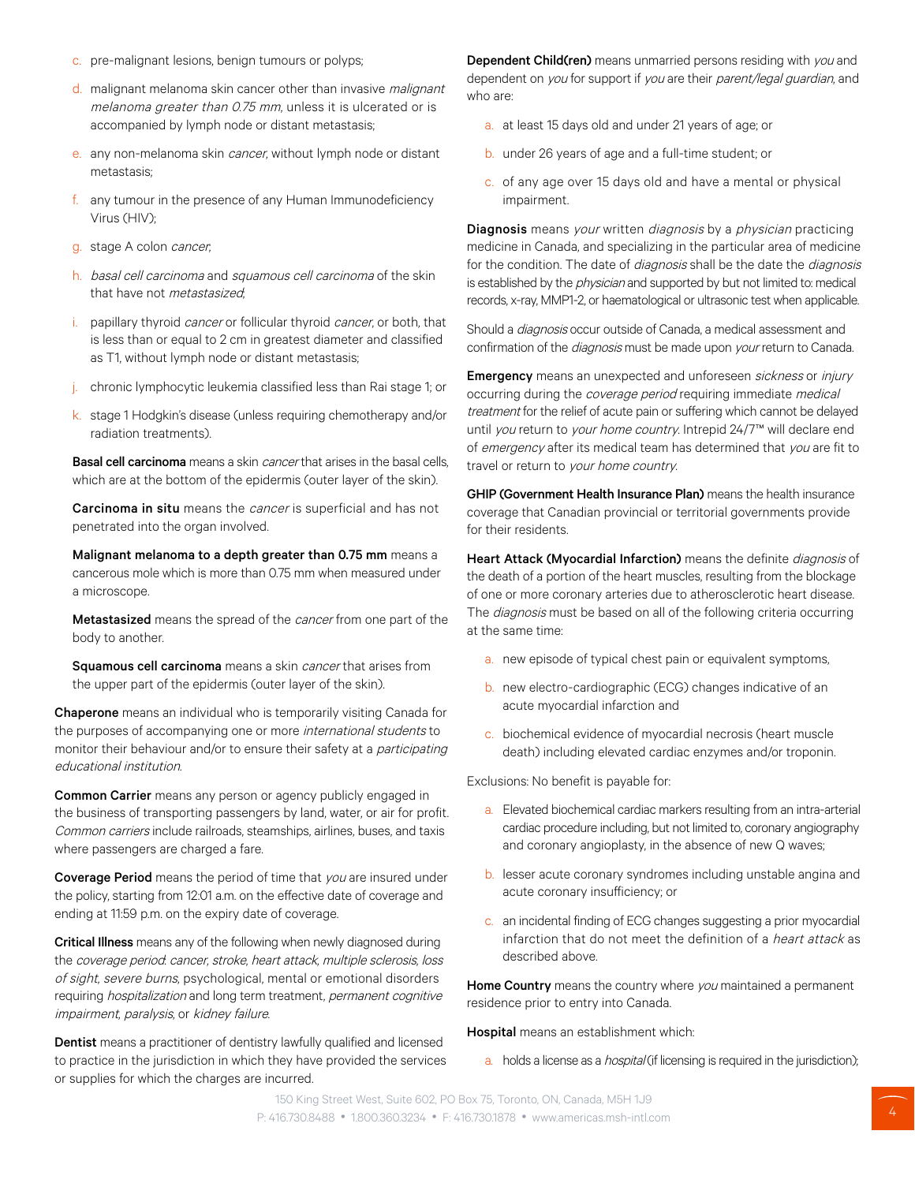c. pre-malignant lesions, benign tumours or polyps;

d. malignant melanoma skin cancer other than invasive *malignant melanoma greater than 0.75 mm*, unless it is ulcerated or is accompanied by lymph node or distant metastasis;

e. any non-melanoma skin *cancer*, without lymph node or distant metastasis;

f. any tumour in the presence of any Human Immunodeficiency Virus (HIV);

g. stage A colon *cancer*;

h. *basal cell carcinoma* and *squamous cell carcinoma* of the skin that have not *metastasized*;

i. papillary thyroid *cancer* or follicular thyroid *cancer*, or both, that is less than or equal to 2 cm in greatest diameter and classified as T1, without lymph node or distant metastasis;

j. chronic lymphocytic leukemia classified less than Rai stage 1; or

k. stage 1 Hodgkin's disease (unless requiring chemotherapy and/or radiation treatments).

**Basal cell carcinoma** means a skin *cancer* that arises in the basal cells, which are at the bottom of the epidermis (outer layer of the skin).

**Carcinoma in situ** means the *cancer* is superficial and has not penetrated into the organ involved.

**Malignant melanoma to a depth greater than 0.75 mm** means a cancerous mole which is more than 0.75 mm when measured under a microscope.

**Metastasized** means the spread of the *cancer* from one part of the body to another.

**Squamous cell carcinoma** means a skin *cancer* that arises from the upper part of the epidermis (outer layer of the skin).

**Chaperone** means an individual who is temporarily visiting Canada for the purposes of accompanying one or more *international students* to monitor their behaviour and/or to ensure their safety at a *participating educational institution*.

**Common Carrier** means any person or agency publicly engaged in the business of transporting passengers by land, water, or air for profit. *Common carriers* include railroads, steamships, airlines, buses, and taxis where passengers are charged a fare.

**Coverage Period** means the period of time that *you* are insured under the policy, starting from 12:01 a.m. on the effective date of coverage and ending at 11:59 p.m. on the expiry date of coverage.

**Critical Illness** means any of the following when newly diagnosed during the *coverage period*: *cancer*, *stroke*, *heart attack*, *multiple sclerosis*, *loss of sight*, *severe burns*, psychological, mental or emotional disorders requiring *hospitalization* and long term treatment, *permanent cognitive impairment*, *paralysis*, or *kidney failure*.

**Dentist** means a practitioner of dentistry lawfully qualified and licensed to practice in the jurisdiction in which they have provided the services or supplies for which the charges are incurred.

**Dependent Child(ren)** means unmarried persons residing with *you* and dependent on *you* for support if *you* are their *parent/legal guardian*, and who are:

a. at least 15 days old and under 21 years of age; or

b. under 26 years of age and a full-time student; or

c. of any age over 15 days old and have a mental or physical impairment.

**Diagnosis** means *your* written *diagnosis* by a *physician* practicing medicine in Canada, and specializing in the particular area of medicine for the condition. The date of *diagnosis* shall be the date the *diagnosis* is established by the *physician* and supported by but not limited to: medical records, x-ray, MMP1-2, or haematological or ultrasonic test when applicable.

Should a *diagnosis* occur outside of Canada, a medical assessment and confirmation of the *diagnosis* must be made upon *your* return to Canada.

**Emergency** means an unexpected and unforeseen *sickness* or *injury* occurring during the *coverage period* requiring immediate *medical treatment* for the relief of acute pain or suffering which cannot be delayed until *you* return to *your home country*. Intrepid 24/7™ will declare end of *emergency* after its medical team has determined that *you* are fit to travel or return to *your home country*.

**GHIP (Government Health Insurance Plan)** means the health insurance coverage that Canadian provincial or territorial governments provide for their residents.

**Heart Attack (Myocardial Infarction)** means the definite *diagnosis* of the death of a portion of the heart muscles, resulting from the blockage of one or more coronary arteries due to atherosclerotic heart disease. The *diagnosis* must be based on all of the following criteria occurring at the same time:

a. new episode of typical chest pain or equivalent symptoms,

b. new electro-cardiographic (ECG) changes indicative of an acute myocardial infarction and

c. biochemical evidence of myocardial necrosis (heart muscle death) including elevated cardiac enzymes and/or troponin.

Exclusions: No benefit is payable for:

a. Elevated biochemical cardiac markers resulting from an intra-arterial cardiac procedure including, but not limited to, coronary angiography and coronary angioplasty, in the absence of new Q waves;

b. lesser acute coronary syndromes including unstable angina and acute coronary insufficiency; or

c. an incidental finding of ECG changes suggesting a prior myocardial infarction that do not meet the definition of a *heart attack* as described above.

**Home Country** means the country where *you* maintained a permanent residence prior to entry into Canada.

**Hospital** means an establishment which:

a. holds a license as a *hospital* (if licensing is required in the jurisdiction);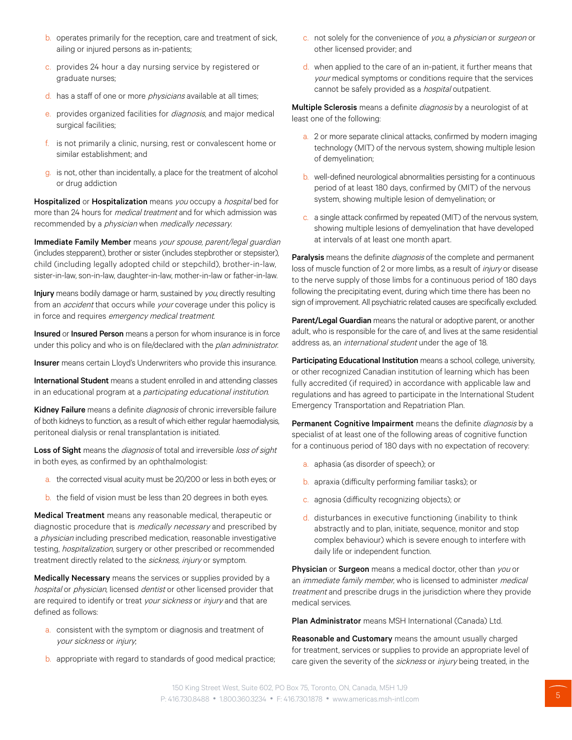b. operates primarily for the reception, care and treatment of sick, ailing or injured persons as in-patients;

c. provides 24 hour a day nursing service by registered or graduate nurses;

d. has a staff of one or more *physicians* available at all times;

e. provides organized facilities for *diagnosis*, and major medical surgical facilities;

f. is not primarily a clinic, nursing, rest or convalescent home or similar establishment; and

g. is not, other than incidentally, a place for the treatment of alcohol or drug addiction

**Hospitalized** or **Hospitalization** means *you* occupy a *hospital* bed for more than 24 hours for *medical treatment* and for which admission was recommended by a *physician* when *medically necessary*.

**Immediate Family Member** means *your spouse, parent/legal guardian* (includes stepparent), brother or sister (includes stepbrother or stepsister), child (including legally adopted child or stepchild), brother-in-law, sister-in-law, son-in-law, daughter-in-law, mother-in-law or father-in-law.

**Injury** means bodily damage or harm, sustained by *you*, directly resulting from an *accident* that occurs while *your* coverage under this policy is in force and requires *emergency medical treatment*.

**Insured** or **Insured Person** means a person for whom insurance is in force under this policy and who is on file/declared with the *plan administrator*.

**Insurer** means certain Lloyd's Underwriters who provide this insurance.

**International Student** means a student enrolled in and attending classes in an educational program at a *participating educational institution*.

**Kidney Failure** means a definite *diagnosis* of chronic irreversible failure of both kidneys to function, as a result of which either regular haemodialysis, peritoneal dialysis or renal transplantation is initiated.

**Loss of Sight** means the *diagnosis* of total and irreversible *loss of sight* in both eyes, as confirmed by an ophthalmologist:

a. the corrected visual acuity must be 20/200 or less in both eyes; or

b. the field of vision must be less than 20 degrees in both eyes.

**Medical Treatment** means any reasonable medical, therapeutic or diagnostic procedure that is *medically necessary* and prescribed by a *physician* including prescribed medication, reasonable investigative testing, *hospitalization*, surgery or other prescribed or recommended treatment directly related to the *sickness, injury* or symptom.

**Medically Necessary** means the services or supplies provided by a *hospital* or *physician*, licensed *dentist* or other licensed provider that are required to identify or treat *your sickness* or *injury* and that are defined as follows:

a. consistent with the symptom or diagnosis and treatment of *your sickness* or *injury*;

b. appropriate with regard to standards of good medical practice;

c. not solely for the convenience of *you*, a *physician* or *surgeon* or other licensed provider; and

d. when applied to the care of an in-patient, it further means that *your* medical symptoms or conditions require that the services cannot be safely provided as a *hospital* outpatient.

**Multiple Sclerosis** means a definite *diagnosis* by a neurologist of at least one of the following:

a. 2 or more separate clinical attacks, confirmed by modern imaging technology (MIT) of the nervous system, showing multiple lesion of demyelination;

b. well-defined neurological abnormalities persisting for a continuous period of at least 180 days, confirmed by (MIT) of the nervous system, showing multiple lesion of demyelination; or

c. a single attack confirmed by repeated (MIT) of the nervous system, showing multiple lesions of demyelination that have developed at intervals of at least one month apart.

**Paralysis** means the definite *diagnosis* of the complete and permanent loss of muscle function of 2 or more limbs, as a result of *injury* or disease to the nerve supply of those limbs for a continuous period of 180 days following the precipitating event, during which time there has been no sign of improvement. All psychiatric related causes are specifically excluded.

**Parent/Legal Guardian** means the natural or adoptive parent, or another adult, who is responsible for the care of, and lives at the same residential address as, an *international student* under the age of 18.

**Participating Educational Institution** means a school, college, university, or other recognized Canadian institution of learning which has been fully accredited (if required) in accordance with applicable law and regulations and has agreed to participate in the International Student Emergency Transportation and Repatriation Plan.

**Permanent Cognitive Impairment** means the definite *diagnosis* by a specialist of at least one of the following areas of cognitive function for a continuous period of 180 days with no expectation of recovery:

a. aphasia (as disorder of speech); or

b. apraxia (difficulty performing familiar tasks); or

c. agnosia (difficulty recognizing objects); or

d. disturbances in executive functioning (inability to think abstractly and to plan, initiate, sequence, monitor and stop complex behaviour) which is severe enough to interfere with daily life or independent function.

**Physician** or **Surgeon** means a medical doctor, other than *you* or an *immediate family member*, who is licensed to administer *medical treatment* and prescribe drugs in the jurisdiction where they provide medical services.

**Plan Administrator** means MSH International (Canada) Ltd.

**Reasonable and Customary** means the amount usually charged for treatment, services or supplies to provide an appropriate level of care given the severity of the *sickness* or *injury* being treated, in the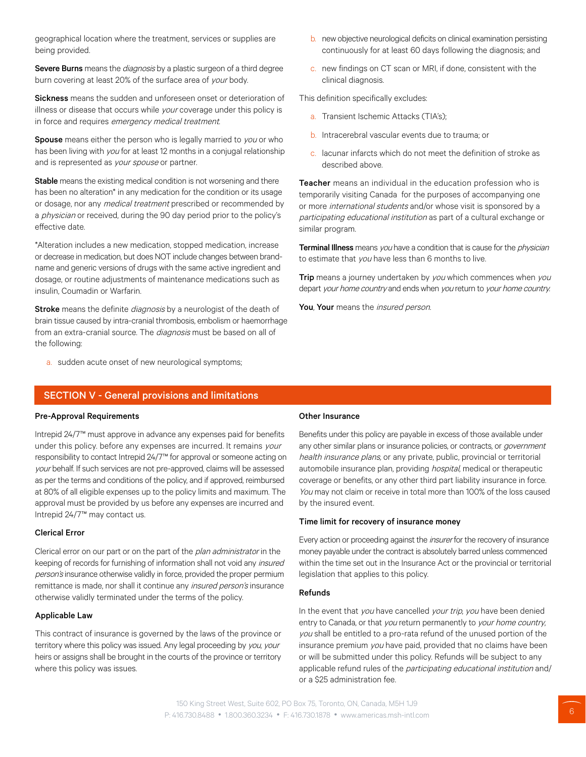geographical location where the treatment, services or supplies are being provided.

**Severe Burns** means the *diagnosis* by a plastic surgeon of a third degree burn covering at least 20% of the surface area of *your* body.

**Sickness** means the sudden and unforeseen onset or deterioration of illness or disease that occurs while *your* coverage under this policy is in force and requires *emergency medical treatment*.

**Spouse** means either the person who is legally married to *you* or who has been living with *you* for at least 12 months in a conjugal relationship and is represented as *your spouse* or partner.

**Stable** means the existing medical condition is not worsening and there has been no alteration* in any medication for the condition or its usage or dosage, nor any *medical treatment* prescribed or recommended by a *physician* or received, during the 90 day period prior to the policy's effective date.

*Alteration includes a new medication, stopped medication, increase or decrease in medication, but does NOT include changes between brand-name and generic versions of drugs with the same active ingredient and dosage, or routine adjustments of maintenance medications such as insulin, Coumadin or Warfarin.

**Stroke** means the definite *diagnosis* by a neurologist of the death of brain tissue caused by intra-cranial thrombosis, embolism or haemorrhage from an extra-cranial source. The *diagnosis* must be based on all of the following:

a. sudden acute onset of new neurological symptoms;

b. new objective neurological deficits on clinical examination persisting continuously for at least 60 days following the diagnosis; and

c. new findings on CT scan or MRI, if done, consistent with the clinical diagnosis.

This definition specifically excludes:

a. Transient Ischemic Attacks (TIA's);

b. Intracerebral vascular events due to trauma; or

c. lacunar infarcts which do not meet the definition of stroke as described above.

**Teacher** means an individual in the education profession who is temporarily visiting Canada for the purposes of accompanying one or more *international students* and/or whose visit is sponsored by a *participating educational institution* as part of a cultural exchange or similar program.

**Terminal Illness** means *you* have a condition that is cause for the *physician* to estimate that *you* have less than 6 months to live.

**Trip** means a journey undertaken by *you* which commences when *you* depart *your home country* and ends when *you* return to *your home country*.

**You**, **Your** means the *insured person*.

## SECTION V - General provisions and limitations

### Pre-Approval Requirements

Intrepid 24/7™ must approve in advance any expenses paid for benefits under this policy. before any expenses are incurred. It remains *your* responsibility to contact Intrepid 24/7™ for approval or someone acting on *your* behalf. If such services are not pre-approved, claims will be assessed as per the terms and conditions of the policy, and if approved, reimbursed at 80% of all eligible expenses up to the policy limits and maximum. The approval must be provided by us before any expenses are incurred and Intrepid 24/7™ may contact us.

### Clerical Error

Clerical error on our part or on the part of the *plan administrator* in the keeping of records for furnishing of information shall not void any *insured person's* insurance otherwise validly in force, provided the proper permium remittance is made, nor shall it continue any *insured person's* insurance otherwise validly terminated under the terms of the policy.

### Applicable Law

This contract of insurance is governed by the laws of the province or territory where this policy was issued. Any legal proceeding by *you*, *your* heirs or assigns shall be brought in the courts of the province or territory where this policy was issues.

### Other Insurance

Benefits under this policy are payable in excess of those available under any other similar plans or insurance policies, or contracts, or *government health insurance plans*, or any private, public, provincial or territorial automobile insurance plan, providing *hospital*, medical or therapeutic coverage or benefits, or any other third part liability insurance in force. *You* may not claim or receive in total more than 100% of the loss caused by the insured event.

### Time limit for recovery of insurance money

Every action or proceeding against the *insurer* for the recovery of insurance money payable under the contract is absolutely barred unless commenced within the time set out in the Insurance Act or the provincial or territorial legislation that applies to this policy.

### Refunds

In the event that *you* have cancelled *your trip*, *you* have been denied entry to Canada, or that *you* return permanently to *your home country*, *you* shall be entitled to a pro-rata refund of the unused portion of the insurance premium *you* have paid, provided that no claims have been or will be submitted under this policy. Refunds will be subject to any applicable refund rules of the *participating educational institution* and/or a $25 administration fee.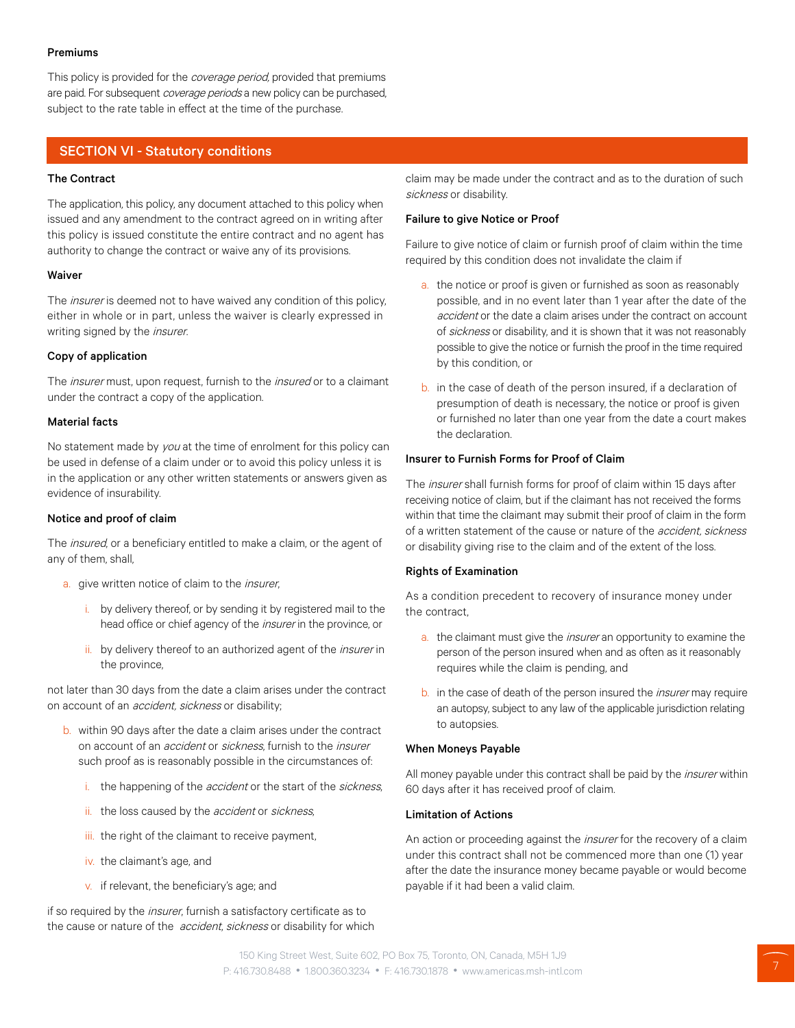#### Premiums

This policy is provided for the *coverage period*, provided that premiums are paid. For subsequent *coverage periods* a new policy can be purchased, subject to the rate table in effect at the time of the purchase.

## SECTION VI - Statutory conditions

#### The Contract

The application, this policy, any document attached to this policy when issued and any amendment to the contract agreed on in writing after this policy is issued constitute the entire contract and no agent has authority to change the contract or waive any of its provisions.

#### Waiver

The *insurer* is deemed not to have waived any condition of this policy, either in whole or in part, unless the waiver is clearly expressed in writing signed by the *insurer*.

#### Copy of application

The *insurer* must, upon request, furnish to the *insured* or to a claimant under the contract a copy of the application.

#### Material facts

No statement made by *you* at the time of enrolment for this policy can be used in defense of a claim under or to avoid this policy unless it is in the application or any other written statements or answers given as evidence of insurability.

#### Notice and proof of claim

The *insured*, or a beneficiary entitled to make a claim, or the agent of any of them, shall,

a. give written notice of claim to the *insurer*,
   i. by delivery thereof, or by sending it by registered mail to the head office or chief agency of the *insurer* in the province, or
   ii. by delivery thereof to an authorized agent of the *insurer* in the province,

not later than 30 days from the date a claim arises under the contract on account of an *accident*, *sickness* or disability;

b. within 90 days after the date a claim arises under the contract on account of an *accident* or *sickness*, furnish to the *insurer* such proof as is reasonably possible in the circumstances of:
   i. the happening of the *accident* or the start of the *sickness*,
   ii. the loss caused by the *accident* or *sickness*,
   iii. the right of the claimant to receive payment,
   iv. the claimant's age, and
   v. if relevant, the beneficiary's age; and

if so required by the *insurer*, furnish a satisfactory certificate as to the cause or nature of the *accident*, *sickness* or disability for which claim may be made under the contract and as to the duration of such *sickness* or disability.

#### Failure to give Notice or Proof

Failure to give notice of claim or furnish proof of claim within the time required by this condition does not invalidate the claim if

a. the notice or proof is given or furnished as soon as reasonably possible, and in no event later than 1 year after the date of the *accident* or the date a claim arises under the contract on account of *sickness* or disability, and it is shown that it was not reasonably possible to give the notice or furnish the proof in the time required by this condition, or
b. in the case of death of the person insured, if a declaration of presumption of death is necessary, the notice or proof is given or furnished no later than one year from the date a court makes the declaration.

#### Insurer to Furnish Forms for Proof of Claim

The *insurer* shall furnish forms for proof of claim within 15 days after receiving notice of claim, but if the claimant has not received the forms within that time the claimant may submit their proof of claim in the form of a written statement of the cause or nature of the *accident*, *sickness* or disability giving rise to the claim and of the extent of the loss.

#### Rights of Examination

As a condition precedent to recovery of insurance money under the contract,

a. the claimant must give the *insurer* an opportunity to examine the person of the person insured when and as often as it reasonably requires while the claim is pending, and
b. in the case of death of the person insured the *insurer* may require an autopsy, subject to any law of the applicable jurisdiction relating to autopsies.

#### When Moneys Payable

All money payable under this contract shall be paid by the *insurer* within 60 days after it has received proof of claim.

#### Limitation of Actions

An action or proceeding against the *insurer* for the recovery of a claim under this contract shall not be commenced more than one (1) year after the date the insurance money became payable or would become payable if it had been a valid claim.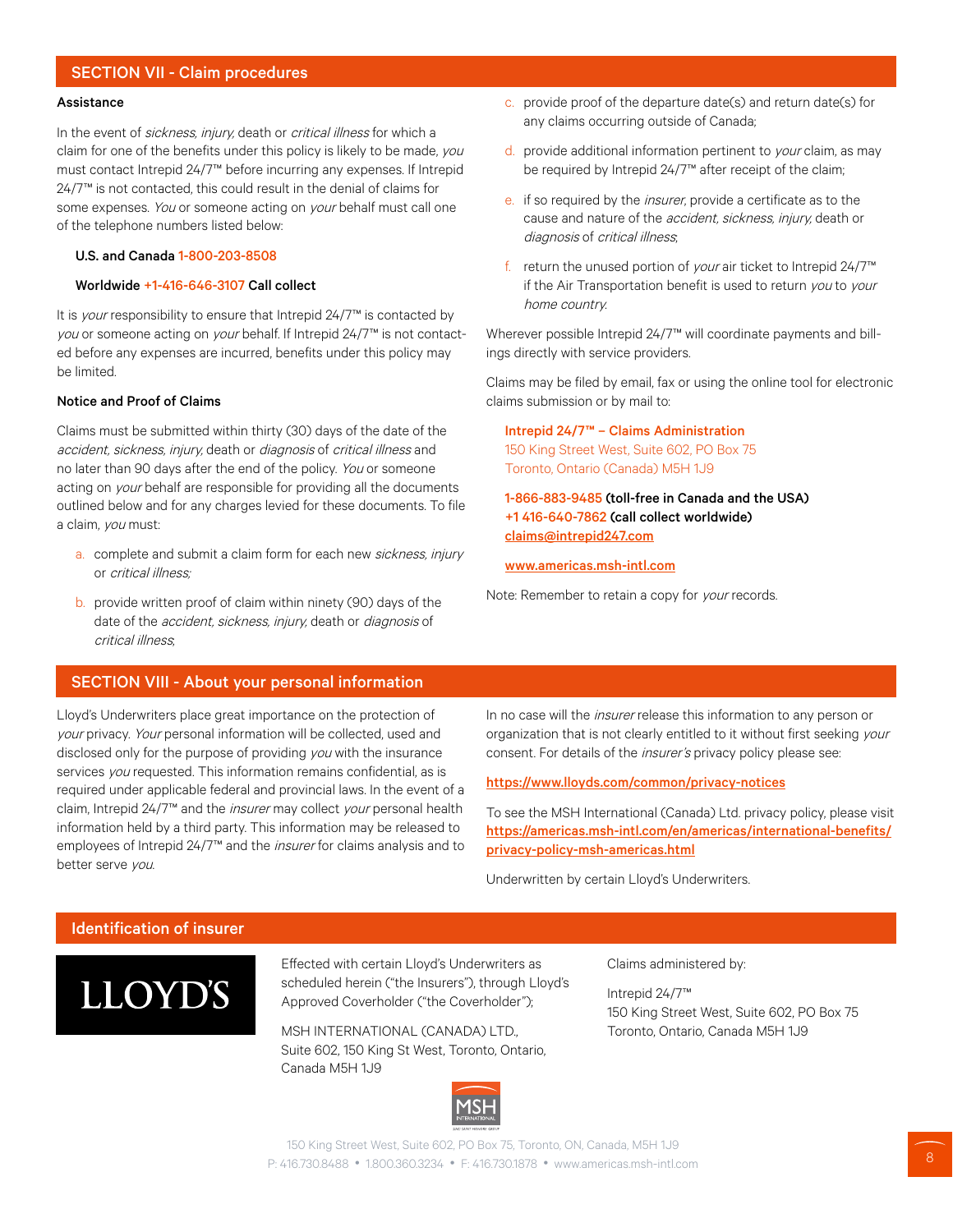## SECTION VII - Claim procedures

**Assistance**

In the event of *sickness*, *injury*, death or *critical illness* for which a claim for one of the benefits under this policy is likely to be made, *you* must contact Intrepid 24/7™ before incurring any expenses. If Intrepid 24/7™ is not contacted, this could result in the denial of claims for some expenses. *You* or someone acting on *your* behalf must call one of the telephone numbers listed below:

**U.S. and Canada** 1-800-203-8508

**Worldwide** +1-416-646-3107 **Call collect**

It is *your* responsibility to ensure that Intrepid 24/7™ is contacted by *you* or someone acting on *your* behalf. If Intrepid 24/7™ is not contacted before any expenses are incurred, benefits under this policy may be limited.

**Notice and Proof of Claims**

Claims must be submitted within thirty (30) days of the date of the *accident*, *sickness*, *injury*, death or *diagnosis* of *critical illness* and no later than 90 days after the end of the policy. *You* or someone acting on *your* behalf are responsible for providing all the documents outlined below and for any charges levied for these documents. To file a claim, *you* must:

a. complete and submit a claim form for each new *sickness*, *injury* or *critical illness;*

b. provide written proof of claim within ninety (90) days of the date of the *accident*, *sickness*, *injury*, death or *diagnosis* of *critical illness*;

c. provide proof of the departure date(s) and return date(s) for any claims occurring outside of Canada;

d. provide additional information pertinent to *your* claim, as may be required by Intrepid 24/7™ after receipt of the claim;

e. if so required by the *insurer*, provide a certificate as to the cause and nature of the *accident*, *sickness*, *injury*, death or *diagnosis* of *critical illness*;

f. return the unused portion of *your* air ticket to Intrepid 24/7™ if the Air Transportation benefit is used to return *you* to *your home country*.

Wherever possible Intrepid 24/7™ will coordinate payments and billings directly with service providers.

Claims may be filed by email, fax or using the online tool for electronic claims submission or by mail to:

**Intrepid 24/7™ – Claims Administration**
150 King Street West, Suite 602, PO Box 75
Toronto, Ontario (Canada) M5H 1J9

1-866-883-9485 **(toll-free in Canada and the USA)**
+1 416-640-7862 **(call collect worldwide)**
**claims@intrepid247.com**

**www.americas.msh-intl.com**

Note: Remember to retain a copy for *your* records.

## SECTION VIII - About your personal information

Lloyd's Underwriters place great importance on the protection of *your* privacy. *Your* personal information will be collected, used and disclosed only for the purpose of providing *you* with the insurance services *you* requested. This information remains confidential, as is required under applicable federal and provincial laws. In the event of a claim, Intrepid 24/7™ and the *insurer* may collect *your* personal health information held by a third party. This information may be released to employees of Intrepid 24/7™ and the *insurer* for claims analysis and to better serve *you*.

In no case will the *insurer* release this information to any person or organization that is not clearly entitled to it without first seeking *your* consent. For details of the *insurer's* privacy policy please see:

**https://www.lloyds.com/common/privacy-notices**

To see the MSH International (Canada) Ltd. privacy policy, please visit **https://americas.msh-intl.com/en/americas/international-benefits/privacy-policy-msh-americas.html**

Underwritten by certain Lloyd's Underwriters.

## Identification of insurer

LLOYD'S

Effected with certain Lloyd's Underwriters as scheduled herein ("the Insurers"), through Lloyd's Approved Coverholder ("the Coverholder");

MSH INTERNATIONAL (CANADA) LTD.,
Suite 602, 150 King St West, Toronto, Ontario, Canada M5H 1J9

Claims administered by:

Intrepid 24/7™
150 King Street West, Suite 602, PO Box 75
Toronto, Ontario, Canada M5H 1J9

150 King Street West, Suite 602, PO Box 75, Toronto, ON, Canada, M5H 1J9
P: 416.730.8488 • 1.800.360.3234 • F: 416.730.1878 • www.americas.msh-intl.com